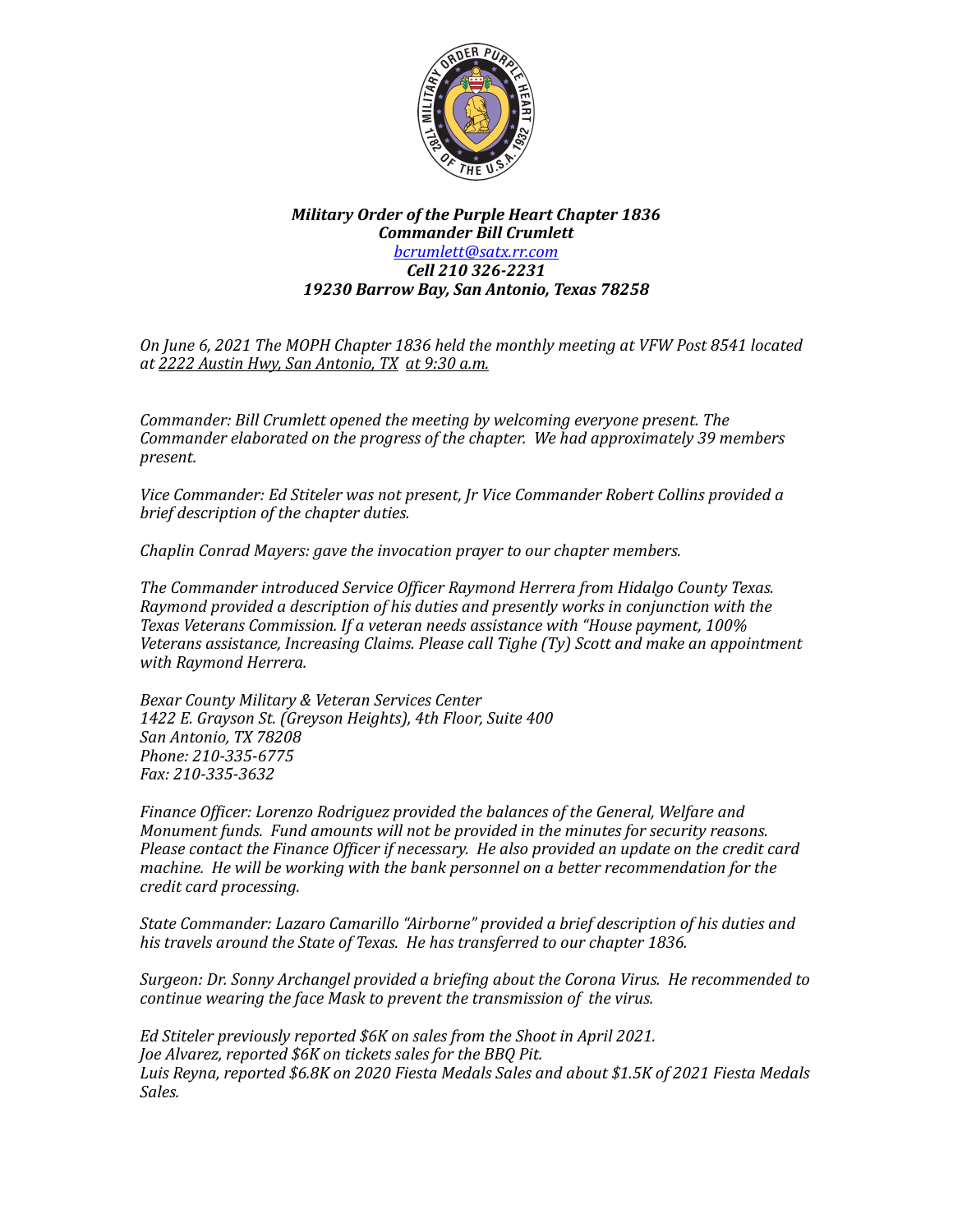***Military Order of the Purple Heart Chapter 1836***
***Commander Bill Crumlett***
*bcrumlett@satx.rr.com*
***Cell 210 326-2231***
***19230 Barrow Bay, San Antonio, Texas 78258***

*On June 6, 2021 The MOPH Chapter 1836 held the monthly meeting at VFW Post 8541 located at 2222 Austin Hwy, San Antonio, TX at 9:30 a.m.*

*Commander: Bill Crumlett opened the meeting by welcoming everyone present. The Commander elaborated on the progress of the chapter. We had approximately 39 members present.*

*Vice Commander: Ed Stiteler was not present, Jr Vice Commander Robert Collins provided a brief description of the chapter duties.*

*Chaplin Conrad Mayers: gave the invocation prayer to our chapter members.*

*The Commander introduced Service Officer Raymond Herrera from Hidalgo County Texas. Raymond provided a description of his duties and presently works in conjunction with the Texas Veterans Commission. If a veteran needs assistance with "House payment, 100% Veterans assistance, Increasing Claims. Please call Tighe (Ty) Scott and make an appointment with Raymond Herrera.*

*Bexar County Military & Veteran Services Center*
*1422 E. Grayson St. (Greyson Heights), 4th Floor, Suite 400*
*San Antonio, TX 78208*
*Phone: 210-335-6775*
*Fax: 210-335-3632*

*Finance Officer: Lorenzo Rodriguez provided the balances of the General, Welfare and Monument funds. Fund amounts will not be provided in the minutes for security reasons. Please contact the Finance Officer if necessary. He also provided an update on the credit card machine. He will be working with the bank personnel on a better recommendation for the credit card processing.*

*State Commander: Lazaro Camarillo "Airborne" provided a brief description of his duties and his travels around the State of Texas. He has transferred to our chapter 1836.*

*Surgeon: Dr. Sonny Archangel provided a briefing about the Corona Virus. He recommended to continue wearing the face Mask to prevent the transmission of the virus.*

*Ed Stiteler previously reported $6K on sales from the Shoot in April 2021.*
*Joe Alvarez, reported $6K on tickets sales for the BBQ Pit.*
*Luis Reyna, reported $6.8K on 2020 Fiesta Medals Sales and about $1.5K of 2021 Fiesta Medals Sales.*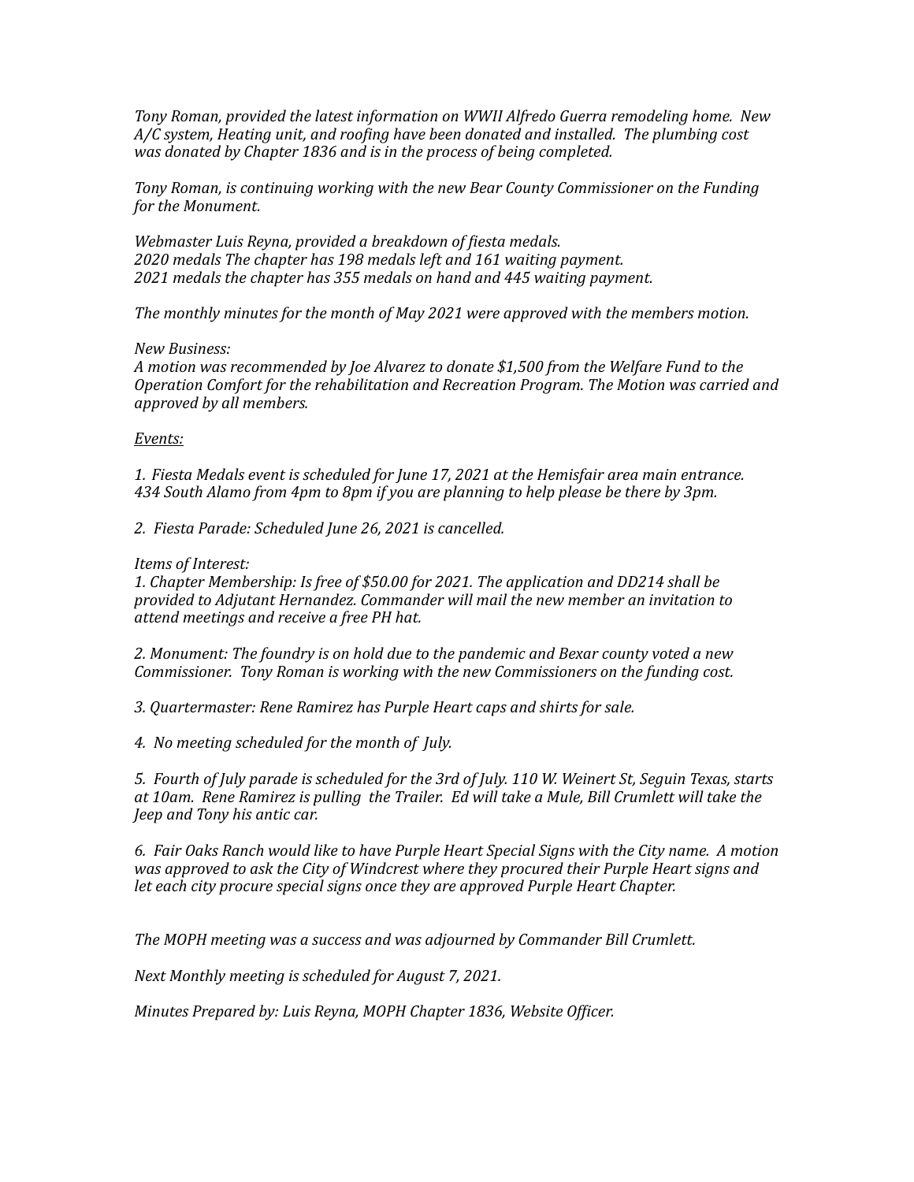*Tony Roman, provided the latest information on WWII Alfredo Guerra remodeling home. New A/C system, Heating unit, and roofing have been donated and installed. The plumbing cost was donated by Chapter 1836 and is in the process of being completed.*

*Tony Roman, is continuing working with the new Bear County Commissioner on the Funding for the Monument.*

*Webmaster Luis Reyna, provided a breakdown of fiesta medals.*
*2020 medals The chapter has 198 medals left and 161 waiting payment.*
*2021 medals the chapter has 355 medals on hand and 445 waiting payment.*

*The monthly minutes for the month of May 2021 were approved with the members motion.*

*New Business:*
*A motion was recommended by Joe Alvarez to donate $1,500 from the Welfare Fund to the Operation Comfort for the rehabilitation and Recreation Program. The Motion was carried and approved by all members.*

*Events:*

*1. Fiesta Medals event is scheduled for June 17, 2021 at the Hemisfair area main entrance. 434 South Alamo from 4pm to 8pm if you are planning to help please be there by 3pm.*

*2. Fiesta Parade: Scheduled June 26, 2021 is cancelled.*

*Items of Interest:*
*1. Chapter Membership: Is free of $50.00 for 2021. The application and DD214 shall be provided to Adjutant Hernandez. Commander will mail the new member an invitation to attend meetings and receive a free PH hat.*

*2. Monument: The foundry is on hold due to the pandemic and Bexar county voted a new Commissioner. Tony Roman is working with the new Commissioners on the funding cost.*

*3. Quartermaster: Rene Ramirez has Purple Heart caps and shirts for sale.*

*4. No meeting scheduled for the month of July.*

*5. Fourth of July parade is scheduled for the 3rd of July. 110 W. Weinert St, Seguin Texas, starts at 10am. Rene Ramirez is pulling the Trailer. Ed will take a Mule, Bill Crumlett will take the Jeep and Tony his antic car.*

*6. Fair Oaks Ranch would like to have Purple Heart Special Signs with the City name. A motion was approved to ask the City of Windcrest where they procured their Purple Heart signs and let each city procure special signs once they are approved Purple Heart Chapter.*

*The MOPH meeting was a success and was adjourned by Commander Bill Crumlett.*

*Next Monthly meeting is scheduled for August 7, 2021.*

*Minutes Prepared by: Luis Reyna, MOPH Chapter 1836, Website Officer.*